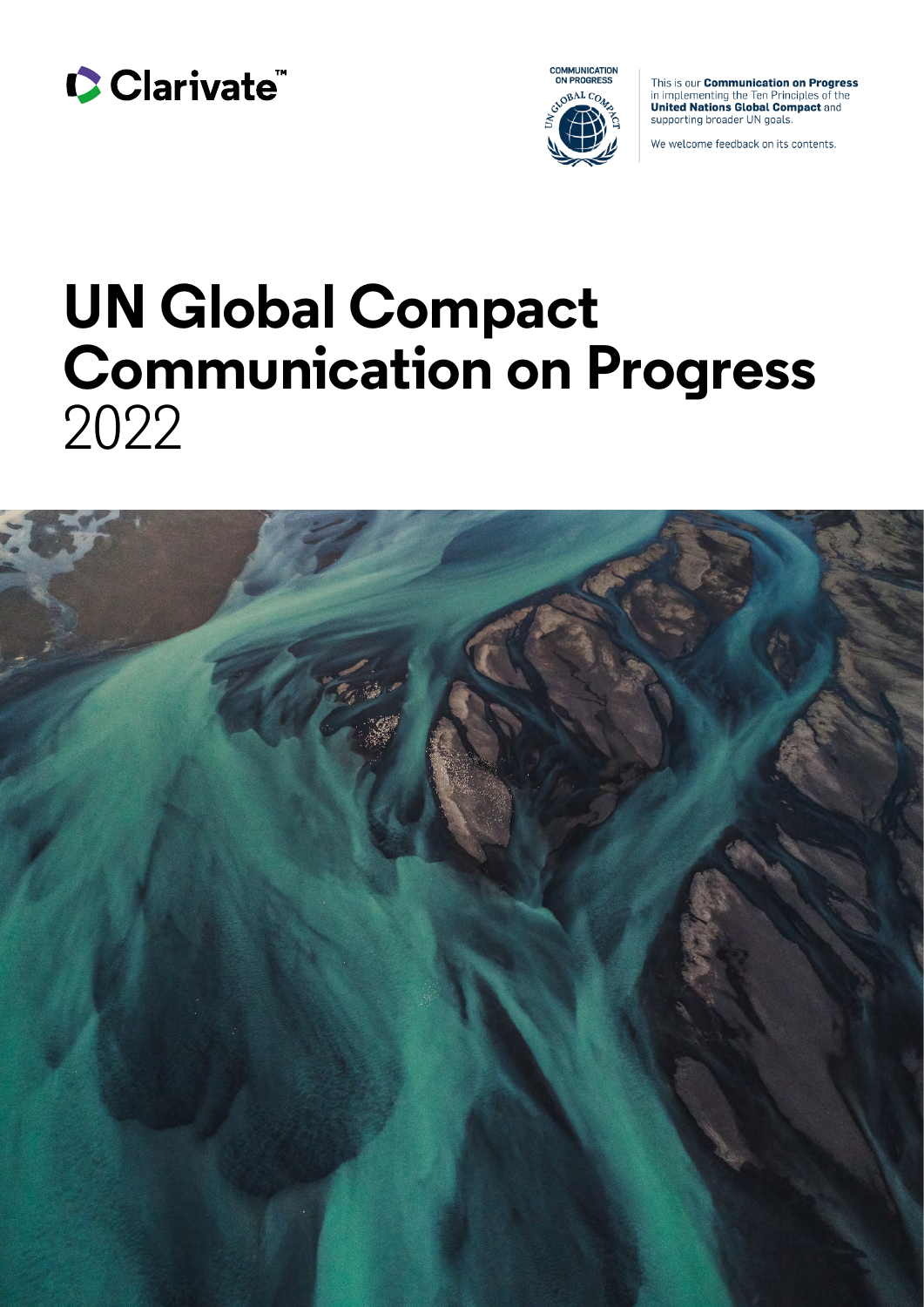Clarivate™

COMMUNICATION ON PROGRESS

UN GLOBAL COMPACT

This is our **Communication on Progress** in implementing the Ten Principles of the **United Nations Global Compact** and supporting broader UN goals.

We welcome feedback on its contents.

# UN Global Compact Communication on Progress 2022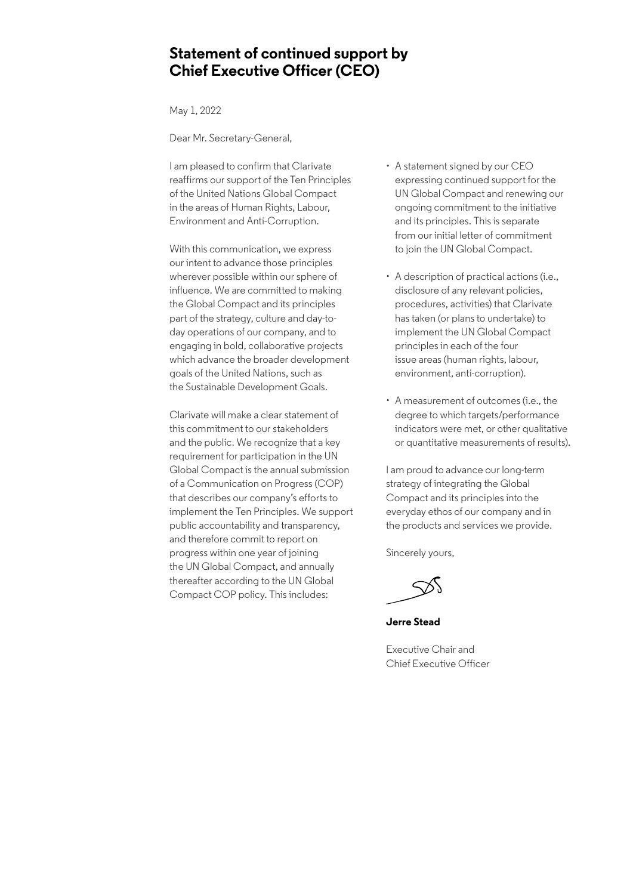# Statement of continued support by Chief Executive Officer (CEO)

May 1, 2022

Dear Mr. Secretary-General,

I am pleased to confirm that Clarivate reaffirms our support of the Ten Principles of the United Nations Global Compact in the areas of Human Rights, Labour, Environment and Anti-Corruption.

With this communication, we express our intent to advance those principles wherever possible within our sphere of influence. We are committed to making the Global Compact and its principles part of the strategy, culture and day-to-day operations of our company, and to engaging in bold, collaborative projects which advance the broader development goals of the United Nations, such as the Sustainable Development Goals.

Clarivate will make a clear statement of this commitment to our stakeholders and the public. We recognize that a key requirement for participation in the UN Global Compact is the annual submission of a Communication on Progress (COP) that describes our company's efforts to implement the Ten Principles. We support public accountability and transparency, and therefore commit to report on progress within one year of joining the UN Global Compact, and annually thereafter according to the UN Global Compact COP policy. This includes:

- A statement signed by our CEO expressing continued support for the UN Global Compact and renewing our ongoing commitment to the initiative and its principles. This is separate from our initial letter of commitment to join the UN Global Compact.
- A description of practical actions (i.e., disclosure of any relevant policies, procedures, activities) that Clarivate has taken (or plans to undertake) to implement the UN Global Compact principles in each of the four issue areas (human rights, labour, environment, anti-corruption).
- A measurement of outcomes (i.e., the degree to which targets/performance indicators were met, or other qualitative or quantitative measurements of results).

I am proud to advance our long-term strategy of integrating the Global Compact and its principles into the everyday ethos of our company and in the products and services we provide.

Sincerely yours,

**Jerre Stead**

Executive Chair and
Chief Executive Officer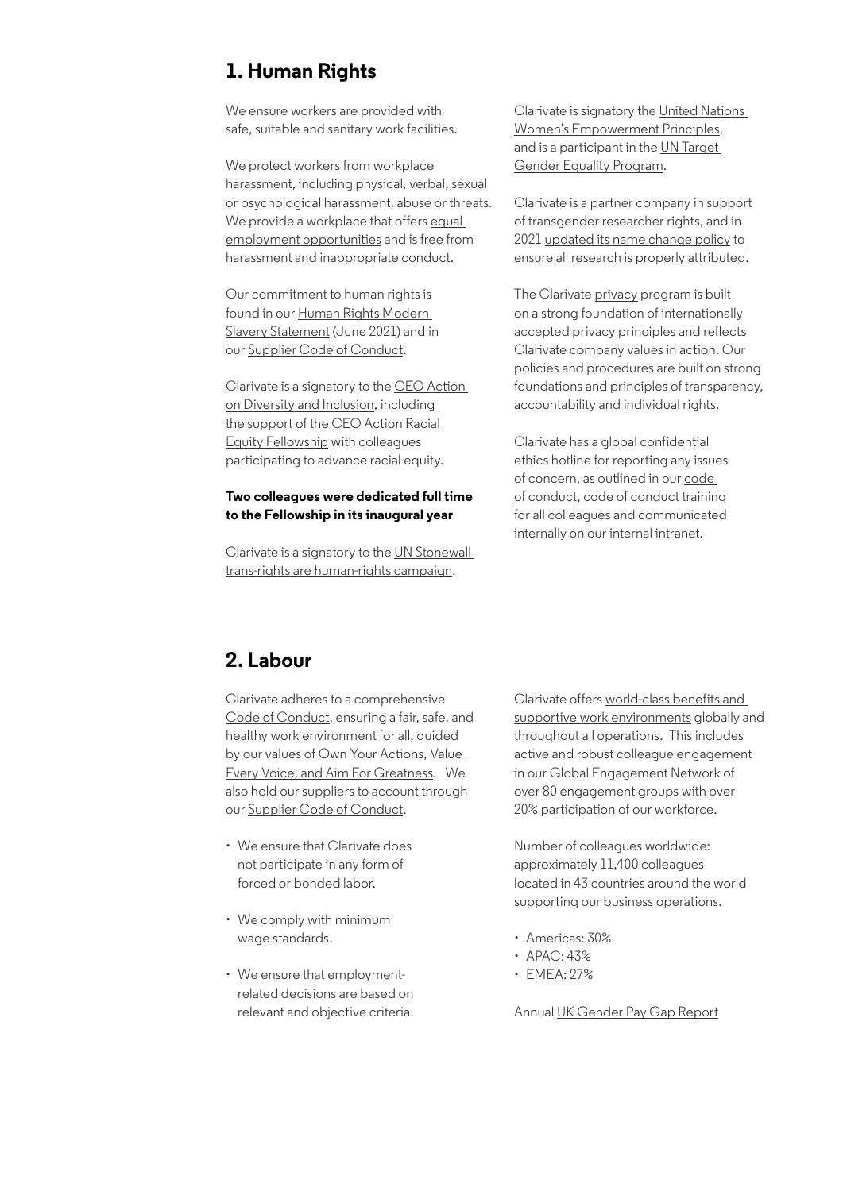## 1. Human Rights

We ensure workers are provided with safe, suitable and sanitary work facilities.

We protect workers from workplace harassment, including physical, verbal, sexual or psychological harassment, abuse or threats. We provide a workplace that offers equal employment opportunities and is free from harassment and inappropriate conduct.

Our commitment to human rights is found in our Human Rights Modern Slavery Statement (June 2021) and in our Supplier Code of Conduct.

Clarivate is a signatory to the CEO Action on Diversity and Inclusion, including the support of the CEO Action Racial Equity Fellowship with colleagues participating to advance racial equity.

**Two colleagues were dedicated full time to the Fellowship in its inaugural year**

Clarivate is a signatory to the UN Stonewall trans-rights are human-rights campaign.

Clarivate is signatory the United Nations Women's Empowerment Principles, and is a participant in the UN Target Gender Equality Program.

Clarivate is a partner company in support of transgender researcher rights, and in 2021 updated its name change policy to ensure all research is properly attributed.

The Clarivate privacy program is built on a strong foundation of internationally accepted privacy principles and reflects Clarivate company values in action. Our policies and procedures are built on strong foundations and principles of transparency, accountability and individual rights.

Clarivate has a global confidential ethics hotline for reporting any issues of concern, as outlined in our code of conduct, code of conduct training for all colleagues and communicated internally on our internal intranet.

## 2. Labour

Clarivate adheres to a comprehensive Code of Conduct, ensuring a fair, safe, and healthy work environment for all, guided by our values of Own Your Actions, Value Every Voice, and Aim For Greatness. We also hold our suppliers to account through our Supplier Code of Conduct.

- We ensure that Clarivate does not participate in any form of forced or bonded labor.
- We comply with minimum wage standards.
- We ensure that employment-related decisions are based on relevant and objective criteria.

Clarivate offers world-class benefits and supportive work environments globally and throughout all operations. This includes active and robust colleague engagement in our Global Engagement Network of over 80 engagement groups with over 20% participation of our workforce.

Number of colleagues worldwide: approximately 11,400 colleagues located in 43 countries around the world supporting our business operations.

- Americas: 30%
- APAC: 43%
- EMEA: 27%

Annual UK Gender Pay Gap Report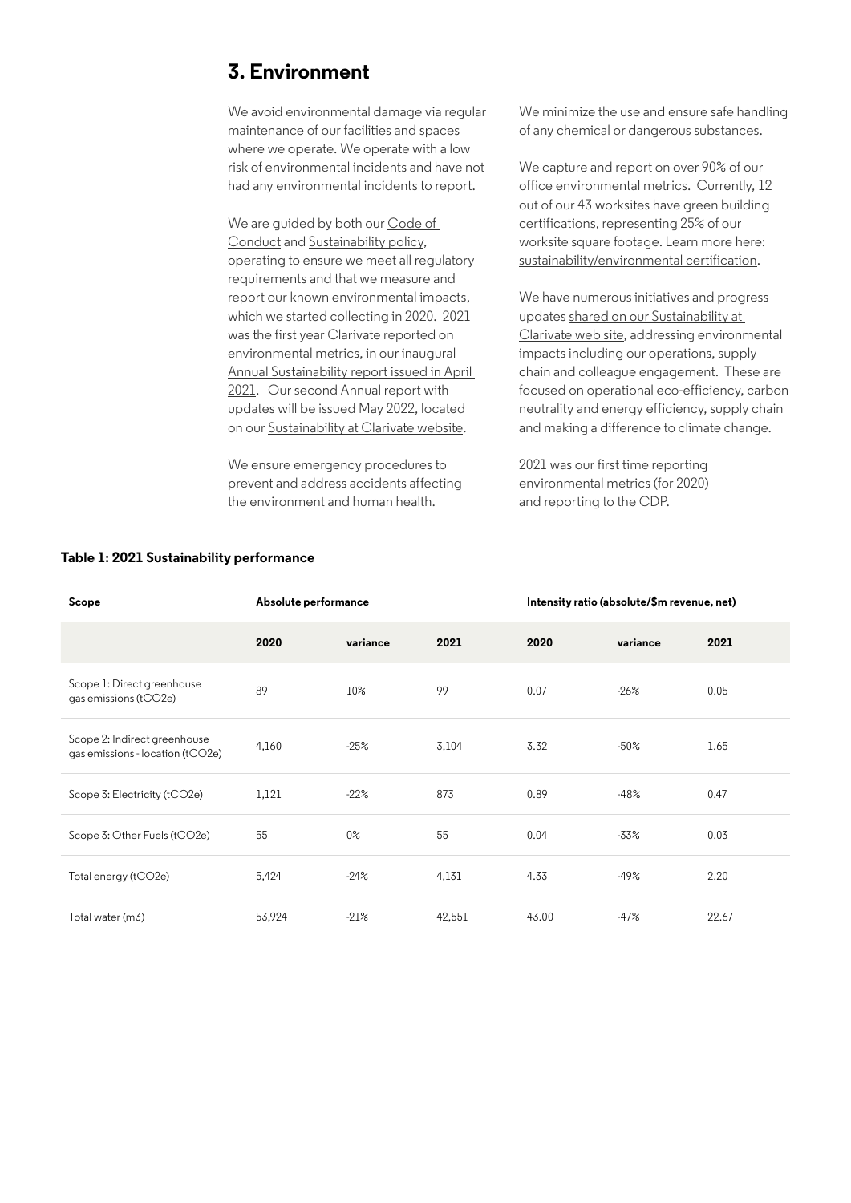## 3. Environment

We avoid environmental damage via regular maintenance of our facilities and spaces where we operate. We operate with a low risk of environmental incidents and have not had any environmental incidents to report.

We are guided by both our Code of Conduct and Sustainability policy, operating to ensure we meet all regulatory requirements and that we measure and report our known environmental impacts, which we started collecting in 2020. 2021 was the first year Clarivate reported on environmental metrics, in our inaugural Annual Sustainability report issued in April 2021. Our second Annual report with updates will be issued May 2022, located on our Sustainability at Clarivate website.

We ensure emergency procedures to prevent and address accidents affecting the environment and human health.

We minimize the use and ensure safe handling of any chemical or dangerous substances.

We capture and report on over 90% of our office environmental metrics. Currently, 12 out of our 43 worksites have green building certifications, representing 25% of our worksite square footage. Learn more here: sustainability/environmental certification.

We have numerous initiatives and progress updates shared on our Sustainability at Clarivate web site, addressing environmental impacts including our operations, supply chain and colleague engagement. These are focused on operational eco-efficiency, carbon neutrality and energy efficiency, supply chain and making a difference to climate change.

2021 was our first time reporting environmental metrics (for 2020) and reporting to the CDP.

**Table 1: 2021 Sustainability performance**

| Scope | Absolute performance | | | Intensity ratio (absolute/$m revenue, net) | | |
|---|---|---|---|---|---|---|
| | **2020** | **variance** | **2021** | **2020** | **variance** | **2021** |
| Scope 1: Direct greenhouse gas emissions (tCO2e) | 89 | 10% | 99 | 0.07 | -26% | 0.05 |
| Scope 2: Indirect greenhouse gas emissions - location (tCO2e) | 4,160 | -25% | 3,104 | 3.32 | -50% | 1.65 |
| Scope 3: Electricity (tCO2e) | 1,121 | -22% | 873 | 0.89 | -48% | 0.47 |
| Scope 3: Other Fuels (tCO2e) | 55 | 0% | 55 | 0.04 | -33% | 0.03 |
| Total energy (tCO2e) | 5,424 | -24% | 4,131 | 4.33 | -49% | 2.20 |
| Total water (m3) | 53,924 | -21% | 42,551 | 43.00 | -47% | 22.67 |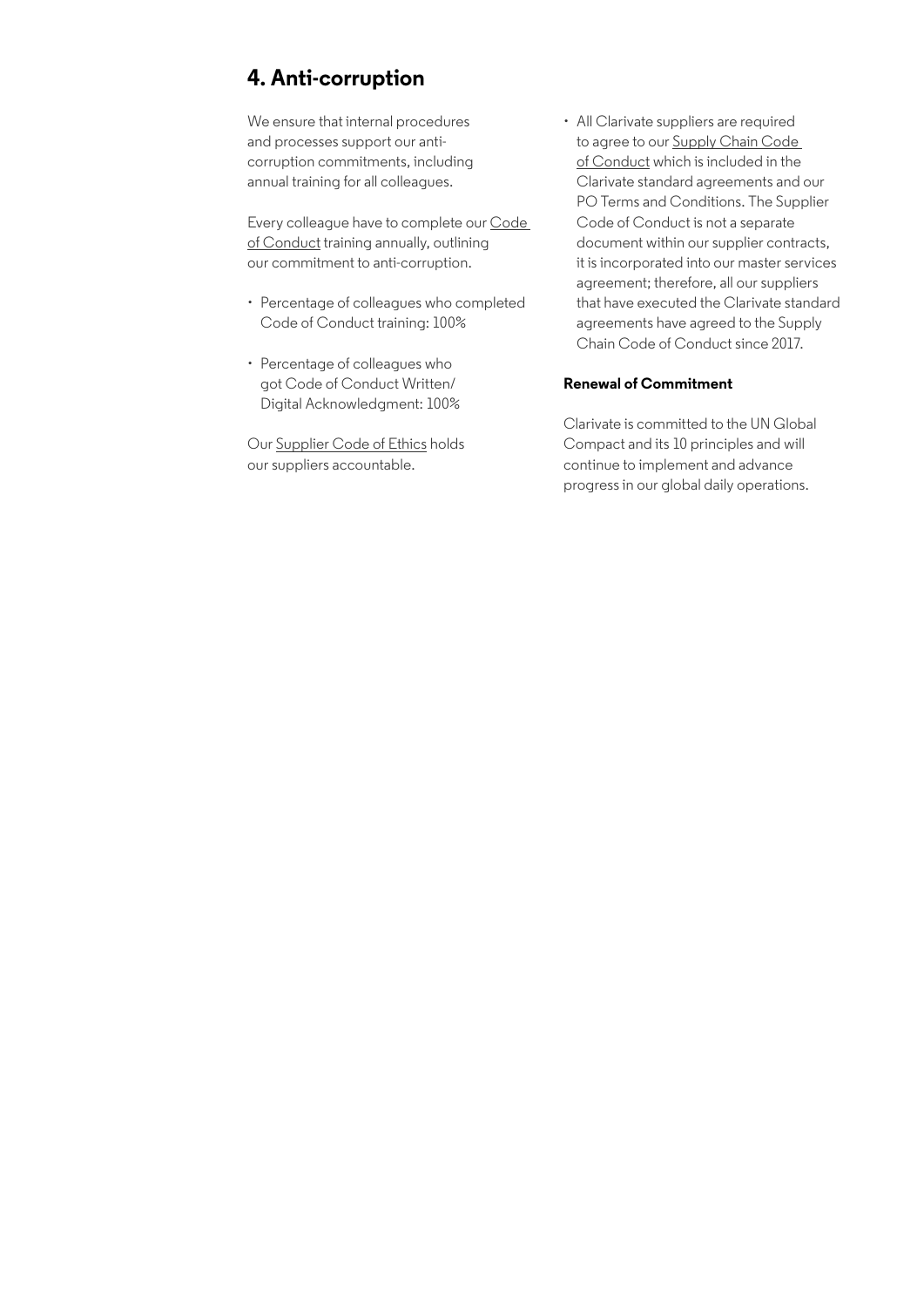## 4. Anti-corruption

We ensure that internal procedures and processes support our anti-corruption commitments, including annual training for all colleagues.

Every colleague have to complete our Code of Conduct training annually, outlining our commitment to anti-corruption.

- Percentage of colleagues who completed Code of Conduct training: 100%
- Percentage of colleagues who got Code of Conduct Written/ Digital Acknowledgment: 100%

Our Supplier Code of Ethics holds our suppliers accountable.

- All Clarivate suppliers are required to agree to our Supply Chain Code of Conduct which is included in the Clarivate standard agreements and our PO Terms and Conditions. The Supplier Code of Conduct is not a separate document within our supplier contracts, it is incorporated into our master services agreement; therefore, all our suppliers that have executed the Clarivate standard agreements have agreed to the Supply Chain Code of Conduct since 2017.

**Renewal of Commitment**

Clarivate is committed to the UN Global Compact and its 10 principles and will continue to implement and advance progress in our global daily operations.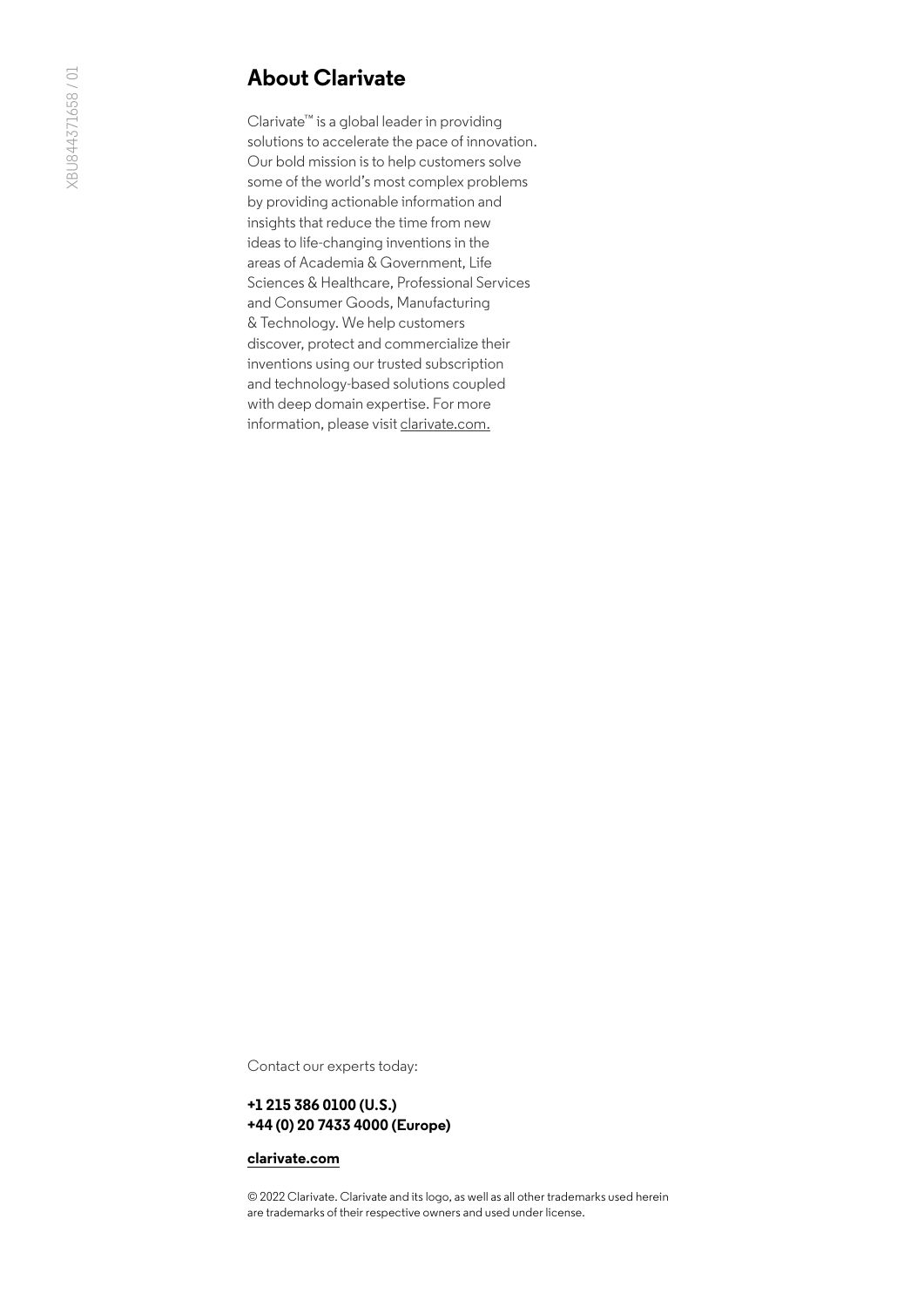## About Clarivate

Clarivate™ is a global leader in providing solutions to accelerate the pace of innovation. Our bold mission is to help customers solve some of the world's most complex problems by providing actionable information and insights that reduce the time from new ideas to life-changing inventions in the areas of Academia & Government, Life Sciences & Healthcare, Professional Services and Consumer Goods, Manufacturing & Technology. We help customers discover, protect and commercialize their inventions using our trusted subscription and technology-based solutions coupled with deep domain expertise. For more information, please visit clarivate.com.

Contact our experts today:

**+1 215 386 0100 (U.S.)**
**+44 (0) 20 7433 4000 (Europe)**

**clarivate.com**

© 2022 Clarivate. Clarivate and its logo, as well as all other trademarks used herein are trademarks of their respective owners and used under license.

XBU844371658 / 01